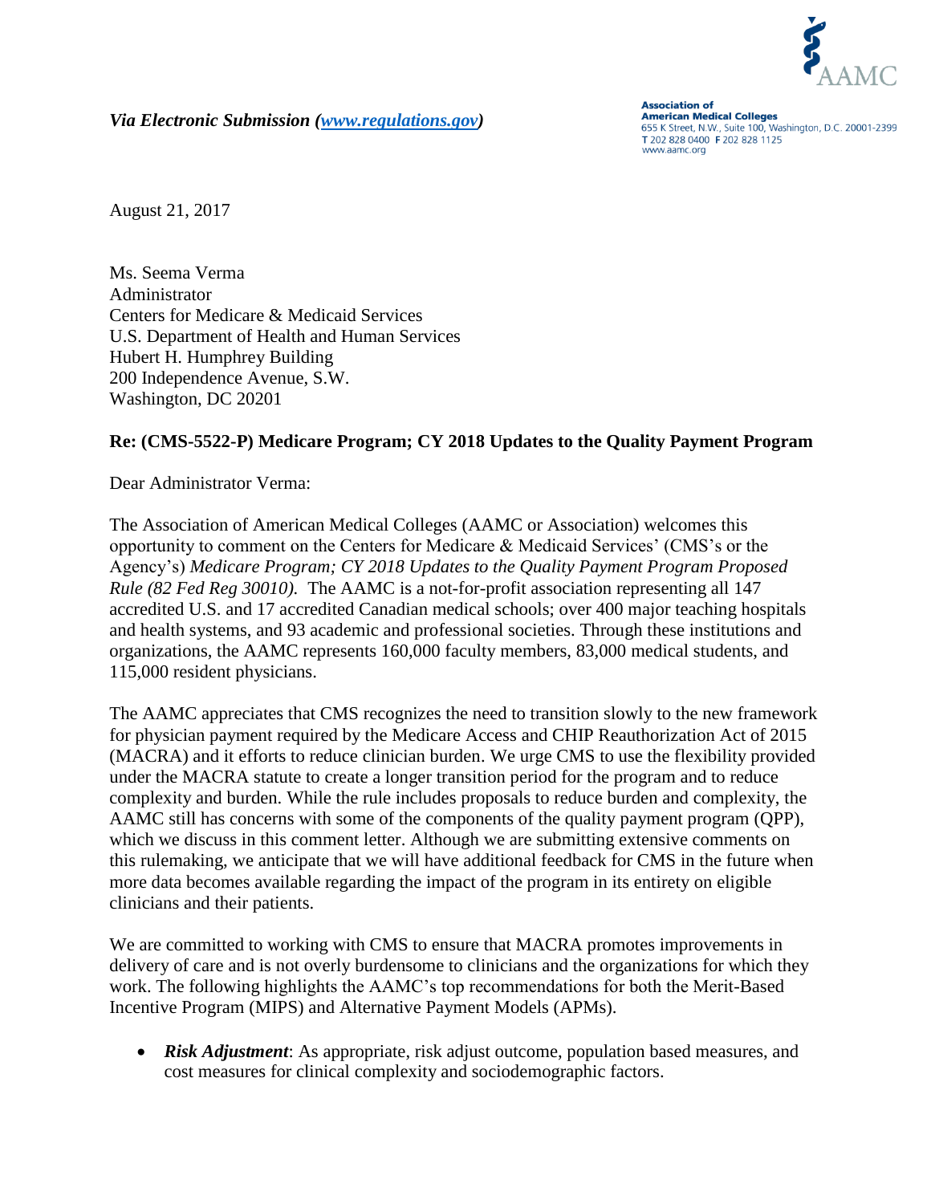*Via Electronic Submission ([www.regulations.gov](www.regulations.gov))*

**Association of American Medical Colleges**
655 K Street, N.W., Suite 100, Washington, D.C. 20001-2399
T 202 828 0400 F 202 828 1125
www.aamc.org

August 21, 2017

Ms. Seema Verma
Administrator
Centers for Medicare & Medicaid Services
U.S. Department of Health and Human Services
Hubert H. Humphrey Building
200 Independence Avenue, S.W.
Washington, DC 20201

**Re: (CMS-5522-P) Medicare Program; CY 2018 Updates to the Quality Payment Program**

Dear Administrator Verma:

The Association of American Medical Colleges (AAMC or Association) welcomes this opportunity to comment on the Centers for Medicare & Medicaid Services' (CMS's or the Agency's) *Medicare Program; CY 2018 Updates to the Quality Payment Program Proposed Rule (82 Fed Reg 30010).* The AAMC is a not-for-profit association representing all 147 accredited U.S. and 17 accredited Canadian medical schools; over 400 major teaching hospitals and health systems, and 93 academic and professional societies. Through these institutions and organizations, the AAMC represents 160,000 faculty members, 83,000 medical students, and 115,000 resident physicians.

The AAMC appreciates that CMS recognizes the need to transition slowly to the new framework for physician payment required by the Medicare Access and CHIP Reauthorization Act of 2015 (MACRA) and it efforts to reduce clinician burden. We urge CMS to use the flexibility provided under the MACRA statute to create a longer transition period for the program and to reduce complexity and burden. While the rule includes proposals to reduce burden and complexity, the AAMC still has concerns with some of the components of the quality payment program (QPP), which we discuss in this comment letter. Although we are submitting extensive comments on this rulemaking, we anticipate that we will have additional feedback for CMS in the future when more data becomes available regarding the impact of the program in its entirety on eligible clinicians and their patients.

We are committed to working with CMS to ensure that MACRA promotes improvements in delivery of care and is not overly burdensome to clinicians and the organizations for which they work. The following highlights the AAMC's top recommendations for both the Merit-Based Incentive Program (MIPS) and Alternative Payment Models (APMs).

- ***Risk Adjustment***: As appropriate, risk adjust outcome, population based measures, and cost measures for clinical complexity and sociodemographic factors.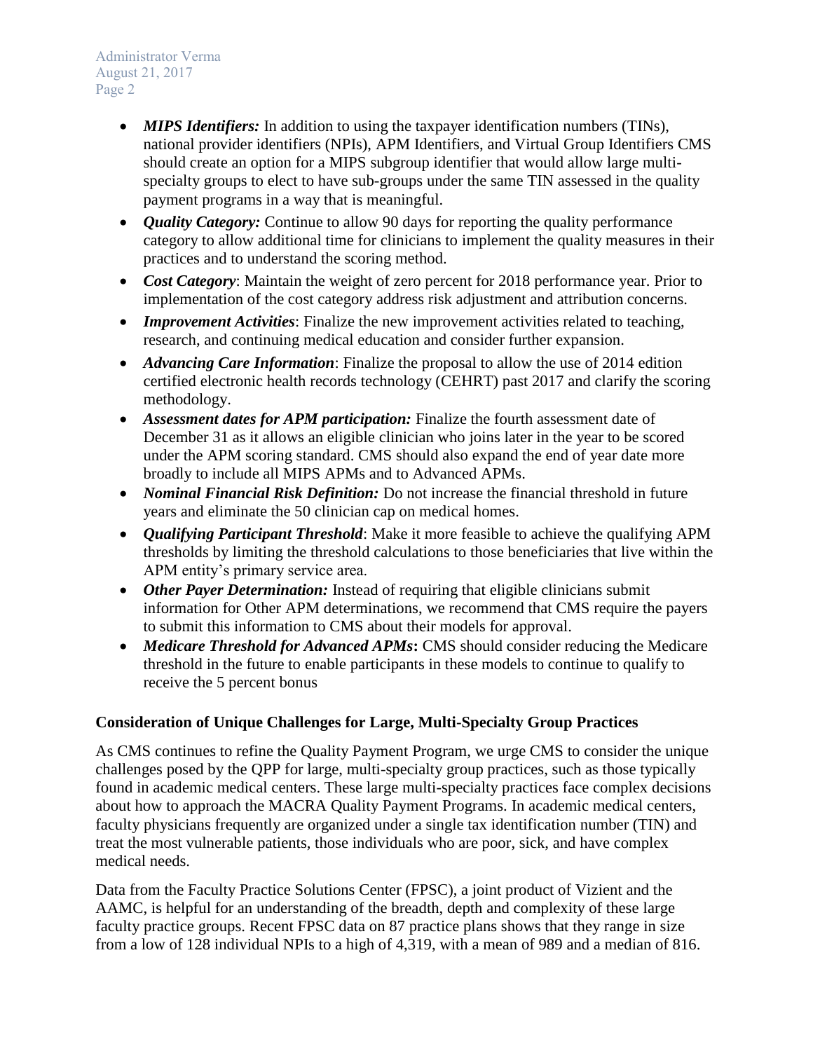- ***MIPS Identifiers:*** In addition to using the taxpayer identification numbers (TINs), national provider identifiers (NPIs), APM Identifiers, and Virtual Group Identifiers CMS should create an option for a MIPS subgroup identifier that would allow large multi-specialty groups to elect to have sub-groups under the same TIN assessed in the quality payment programs in a way that is meaningful.
- ***Quality Category:*** Continue to allow 90 days for reporting the quality performance category to allow additional time for clinicians to implement the quality measures in their practices and to understand the scoring method.
- ***Cost Category***: Maintain the weight of zero percent for 2018 performance year. Prior to implementation of the cost category address risk adjustment and attribution concerns.
- ***Improvement Activities***: Finalize the new improvement activities related to teaching, research, and continuing medical education and consider further expansion.
- ***Advancing Care Information***: Finalize the proposal to allow the use of 2014 edition certified electronic health records technology (CEHRT) past 2017 and clarify the scoring methodology.
- ***Assessment dates for APM participation:*** Finalize the fourth assessment date of December 31 as it allows an eligible clinician who joins later in the year to be scored under the APM scoring standard. CMS should also expand the end of year date more broadly to include all MIPS APMs and to Advanced APMs.
- ***Nominal Financial Risk Definition:*** Do not increase the financial threshold in future years and eliminate the 50 clinician cap on medical homes.
- ***Qualifying Participant Threshold***: Make it more feasible to achieve the qualifying APM thresholds by limiting the threshold calculations to those beneficiaries that live within the APM entity's primary service area.
- ***Other Payer Determination:*** Instead of requiring that eligible clinicians submit information for Other APM determinations, we recommend that CMS require the payers to submit this information to CMS about their models for approval.
- ***Medicare Threshold for Advanced APMs*****:** CMS should consider reducing the Medicare threshold in the future to enable participants in these models to continue to qualify to receive the 5 percent bonus

**Consideration of Unique Challenges for Large, Multi-Specialty Group Practices**

As CMS continues to refine the Quality Payment Program, we urge CMS to consider the unique challenges posed by the QPP for large, multi-specialty group practices, such as those typically found in academic medical centers. These large multi-specialty practices face complex decisions about how to approach the MACRA Quality Payment Programs. In academic medical centers, faculty physicians frequently are organized under a single tax identification number (TIN) and treat the most vulnerable patients, those individuals who are poor, sick, and have complex medical needs.

Data from the Faculty Practice Solutions Center (FPSC), a joint product of Vizient and the AAMC, is helpful for an understanding of the breadth, depth and complexity of these large faculty practice groups. Recent FPSC data on 87 practice plans shows that they range in size from a low of 128 individual NPIs to a high of 4,319, with a mean of 989 and a median of 816.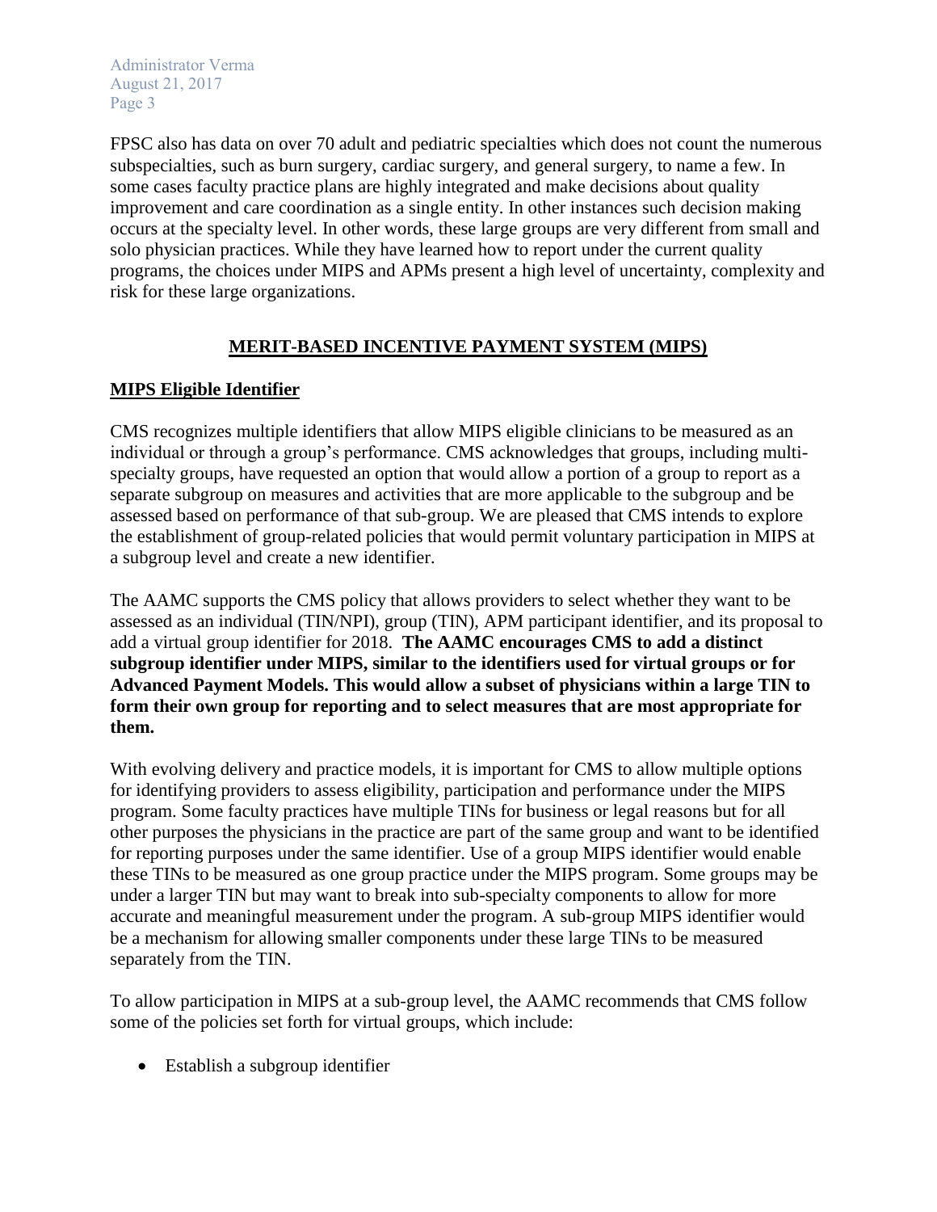FPSC also has data on over 70 adult and pediatric specialties which does not count the numerous subspecialties, such as burn surgery, cardiac surgery, and general surgery, to name a few. In some cases faculty practice plans are highly integrated and make decisions about quality improvement and care coordination as a single entity. In other instances such decision making occurs at the specialty level. In other words, these large groups are very different from small and solo physician practices. While they have learned how to report under the current quality programs, the choices under MIPS and APMs present a high level of uncertainty, complexity and risk for these large organizations.

## MERIT-BASED INCENTIVE PAYMENT SYSTEM (MIPS)

### MIPS Eligible Identifier

CMS recognizes multiple identifiers that allow MIPS eligible clinicians to be measured as an individual or through a group's performance. CMS acknowledges that groups, including multi-specialty groups, have requested an option that would allow a portion of a group to report as a separate subgroup on measures and activities that are more applicable to the subgroup and be assessed based on performance of that sub-group. We are pleased that CMS intends to explore the establishment of group-related policies that would permit voluntary participation in MIPS at a subgroup level and create a new identifier.

The AAMC supports the CMS policy that allows providers to select whether they want to be assessed as an individual (TIN/NPI), group (TIN), APM participant identifier, and its proposal to add a virtual group identifier for 2018. **The AAMC encourages CMS to add a distinct subgroup identifier under MIPS, similar to the identifiers used for virtual groups or for Advanced Payment Models. This would allow a subset of physicians within a large TIN to form their own group for reporting and to select measures that are most appropriate for them.**

With evolving delivery and practice models, it is important for CMS to allow multiple options for identifying providers to assess eligibility, participation and performance under the MIPS program. Some faculty practices have multiple TINs for business or legal reasons but for all other purposes the physicians in the practice are part of the same group and want to be identified for reporting purposes under the same identifier. Use of a group MIPS identifier would enable these TINs to be measured as one group practice under the MIPS program. Some groups may be under a larger TIN but may want to break into sub-specialty components to allow for more accurate and meaningful measurement under the program. A sub-group MIPS identifier would be a mechanism for allowing smaller components under these large TINs to be measured separately from the TIN.

To allow participation in MIPS at a sub-group level, the AAMC recommends that CMS follow some of the policies set forth for virtual groups, which include:

- Establish a subgroup identifier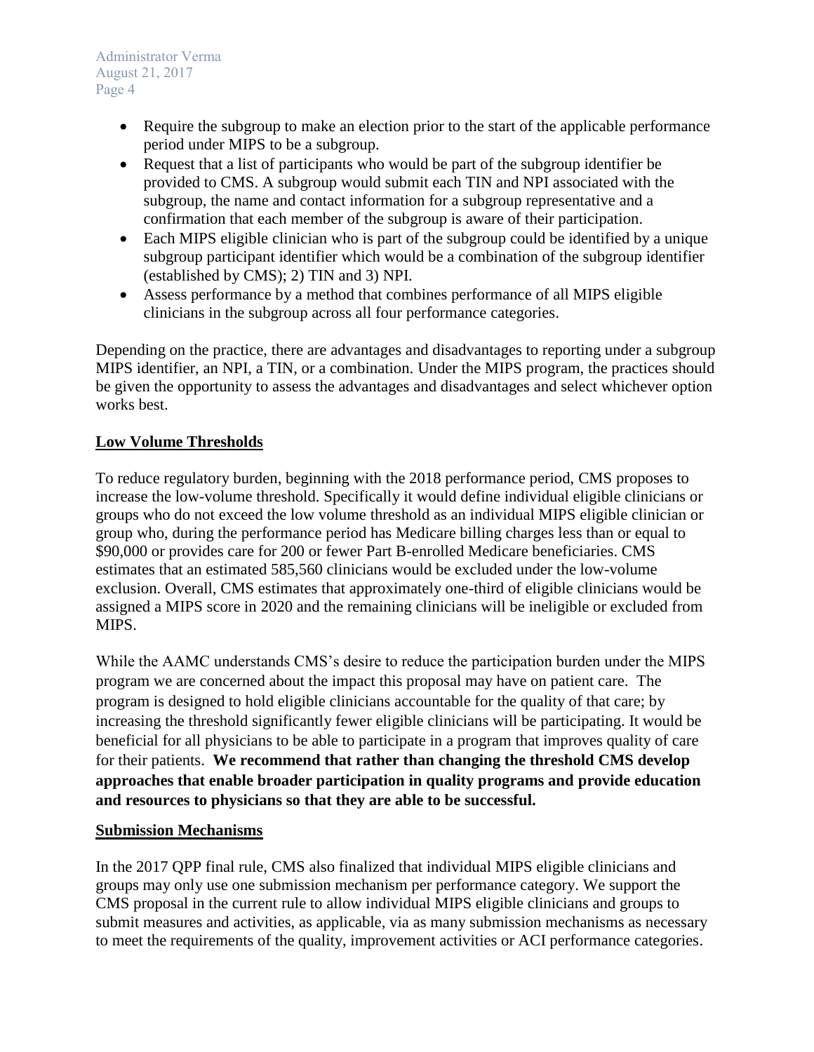- Require the subgroup to make an election prior to the start of the applicable performance period under MIPS to be a subgroup.
- Request that a list of participants who would be part of the subgroup identifier be provided to CMS. A subgroup would submit each TIN and NPI associated with the subgroup, the name and contact information for a subgroup representative and a confirmation that each member of the subgroup is aware of their participation.
- Each MIPS eligible clinician who is part of the subgroup could be identified by a unique subgroup participant identifier which would be a combination of the subgroup identifier (established by CMS); 2) TIN and 3) NPI.
- Assess performance by a method that combines performance of all MIPS eligible clinicians in the subgroup across all four performance categories.

Depending on the practice, there are advantages and disadvantages to reporting under a subgroup MIPS identifier, an NPI, a TIN, or a combination. Under the MIPS program, the practices should be given the opportunity to assess the advantages and disadvantages and select whichever option works best.

## Low Volume Thresholds

To reduce regulatory burden, beginning with the 2018 performance period, CMS proposes to increase the low-volume threshold. Specifically it would define individual eligible clinicians or groups who do not exceed the low volume threshold as an individual MIPS eligible clinician or group who, during the performance period has Medicare billing charges less than or equal to $90,000 or provides care for 200 or fewer Part B-enrolled Medicare beneficiaries. CMS estimates that an estimated 585,560 clinicians would be excluded under the low-volume exclusion. Overall, CMS estimates that approximately one-third of eligible clinicians would be assigned a MIPS score in 2020 and the remaining clinicians will be ineligible or excluded from MIPS.

While the AAMC understands CMS's desire to reduce the participation burden under the MIPS program we are concerned about the impact this proposal may have on patient care. The program is designed to hold eligible clinicians accountable for the quality of that care; by increasing the threshold significantly fewer eligible clinicians will be participating. It would be beneficial for all physicians to be able to participate in a program that improves quality of care for their patients. **We recommend that rather than changing the threshold CMS develop approaches that enable broader participation in quality programs and provide education and resources to physicians so that they are able to be successful.**

## Submission Mechanisms

In the 2017 QPP final rule, CMS also finalized that individual MIPS eligible clinicians and groups may only use one submission mechanism per performance category. We support the CMS proposal in the current rule to allow individual MIPS eligible clinicians and groups to submit measures and activities, as applicable, via as many submission mechanisms as necessary to meet the requirements of the quality, improvement activities or ACI performance categories.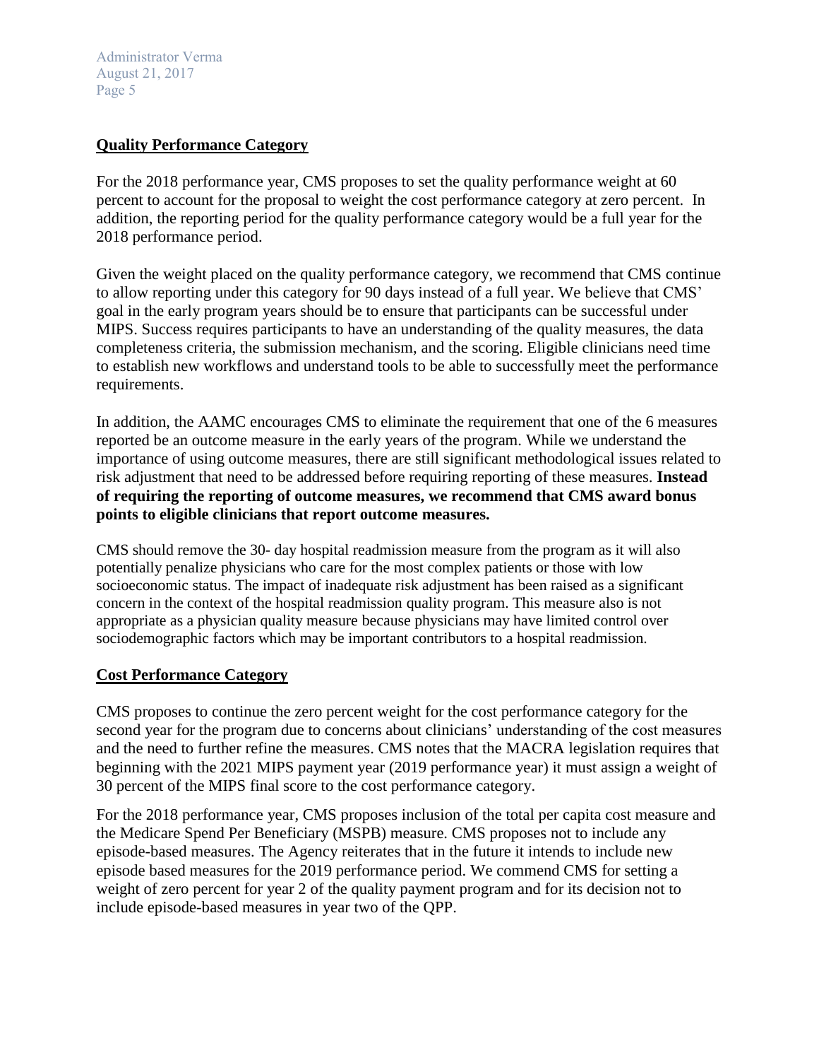## Quality Performance Category

For the 2018 performance year, CMS proposes to set the quality performance weight at 60 percent to account for the proposal to weight the cost performance category at zero percent. In addition, the reporting period for the quality performance category would be a full year for the 2018 performance period.

Given the weight placed on the quality performance category, we recommend that CMS continue to allow reporting under this category for 90 days instead of a full year. We believe that CMS' goal in the early program years should be to ensure that participants can be successful under MIPS. Success requires participants to have an understanding of the quality measures, the data completeness criteria, the submission mechanism, and the scoring. Eligible clinicians need time to establish new workflows and understand tools to be able to successfully meet the performance requirements.

In addition, the AAMC encourages CMS to eliminate the requirement that one of the 6 measures reported be an outcome measure in the early years of the program. While we understand the importance of using outcome measures, there are still significant methodological issues related to risk adjustment that need to be addressed before requiring reporting of these measures. **Instead of requiring the reporting of outcome measures, we recommend that CMS award bonus points to eligible clinicians that report outcome measures.**

CMS should remove the 30- day hospital readmission measure from the program as it will also potentially penalize physicians who care for the most complex patients or those with low socioeconomic status. The impact of inadequate risk adjustment has been raised as a significant concern in the context of the hospital readmission quality program. This measure also is not appropriate as a physician quality measure because physicians may have limited control over sociodemographic factors which may be important contributors to a hospital readmission.

## Cost Performance Category

CMS proposes to continue the zero percent weight for the cost performance category for the second year for the program due to concerns about clinicians' understanding of the cost measures and the need to further refine the measures. CMS notes that the MACRA legislation requires that beginning with the 2021 MIPS payment year (2019 performance year) it must assign a weight of 30 percent of the MIPS final score to the cost performance category.

For the 2018 performance year, CMS proposes inclusion of the total per capita cost measure and the Medicare Spend Per Beneficiary (MSPB) measure. CMS proposes not to include any episode-based measures. The Agency reiterates that in the future it intends to include new episode based measures for the 2019 performance period. We commend CMS for setting a weight of zero percent for year 2 of the quality payment program and for its decision not to include episode-based measures in year two of the QPP.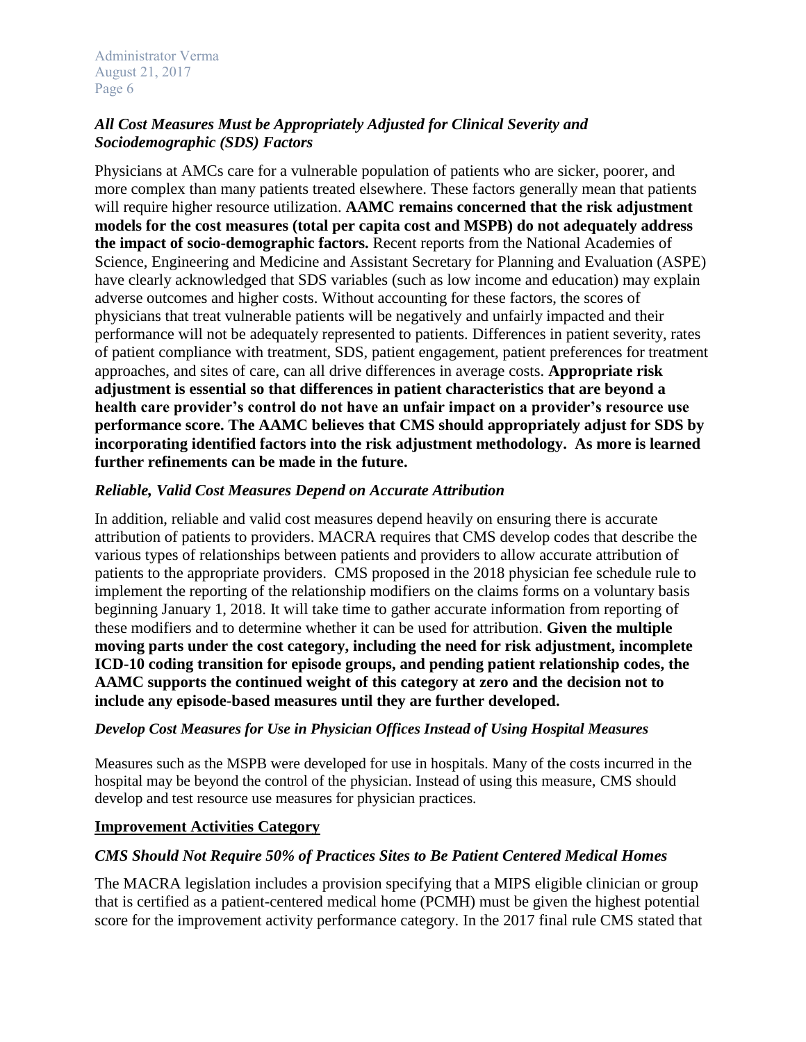### *All Cost Measures Must be Appropriately Adjusted for Clinical Severity and Sociodemographic (SDS) Factors*

Physicians at AMCs care for a vulnerable population of patients who are sicker, poorer, and more complex than many patients treated elsewhere. These factors generally mean that patients will require higher resource utilization. **AAMC remains concerned that the risk adjustment models for the cost measures (total per capita cost and MSPB) do not adequately address the impact of socio-demographic factors.** Recent reports from the National Academies of Science, Engineering and Medicine and Assistant Secretary for Planning and Evaluation (ASPE) have clearly acknowledged that SDS variables (such as low income and education) may explain adverse outcomes and higher costs. Without accounting for these factors, the scores of physicians that treat vulnerable patients will be negatively and unfairly impacted and their performance will not be adequately represented to patients. Differences in patient severity, rates of patient compliance with treatment, SDS, patient engagement, patient preferences for treatment approaches, and sites of care, can all drive differences in average costs. **Appropriate risk adjustment is essential so that differences in patient characteristics that are beyond a health care provider's control do not have an unfair impact on a provider's resource use performance score. The AAMC believes that CMS should appropriately adjust for SDS by incorporating identified factors into the risk adjustment methodology. As more is learned further refinements can be made in the future.**

### *Reliable, Valid Cost Measures Depend on Accurate Attribution*

In addition, reliable and valid cost measures depend heavily on ensuring there is accurate attribution of patients to providers. MACRA requires that CMS develop codes that describe the various types of relationships between patients and providers to allow accurate attribution of patients to the appropriate providers. CMS proposed in the 2018 physician fee schedule rule to implement the reporting of the relationship modifiers on the claims forms on a voluntary basis beginning January 1, 2018. It will take time to gather accurate information from reporting of these modifiers and to determine whether it can be used for attribution. **Given the multiple moving parts under the cost category, including the need for risk adjustment, incomplete ICD-10 coding transition for episode groups, and pending patient relationship codes, the AAMC supports the continued weight of this category at zero and the decision not to include any episode-based measures until they are further developed.**

### *Develop Cost Measures for Use in Physician Offices Instead of Using Hospital Measures*

Measures such as the MSPB were developed for use in hospitals. Many of the costs incurred in the hospital may be beyond the control of the physician. Instead of using this measure, CMS should develop and test resource use measures for physician practices.

## Improvement Activities Category

### *CMS Should Not Require 50% of Practices Sites to Be Patient Centered Medical Homes*

The MACRA legislation includes a provision specifying that a MIPS eligible clinician or group that is certified as a patient-centered medical home (PCMH) must be given the highest potential score for the improvement activity performance category. In the 2017 final rule CMS stated that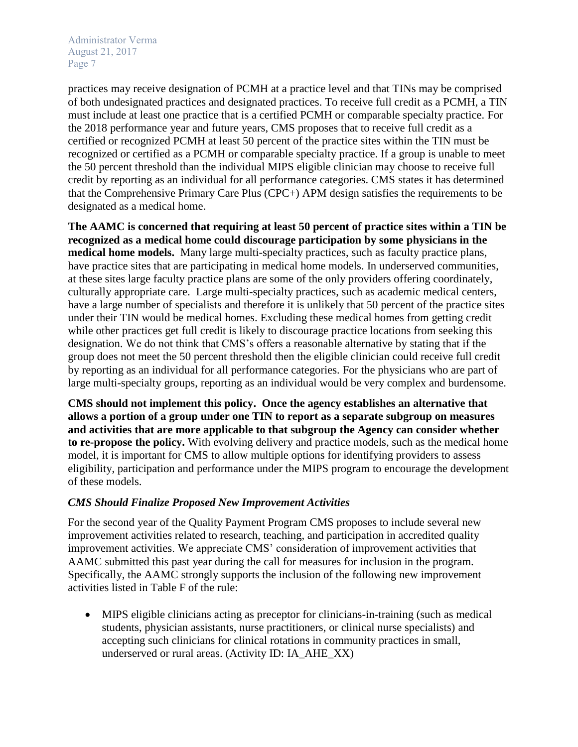practices may receive designation of PCMH at a practice level and that TINs may be comprised of both undesignated practices and designated practices. To receive full credit as a PCMH, a TIN must include at least one practice that is a certified PCMH or comparable specialty practice. For the 2018 performance year and future years, CMS proposes that to receive full credit as a certified or recognized PCMH at least 50 percent of the practice sites within the TIN must be recognized or certified as a PCMH or comparable specialty practice. If a group is unable to meet the 50 percent threshold than the individual MIPS eligible clinician may choose to receive full credit by reporting as an individual for all performance categories. CMS states it has determined that the Comprehensive Primary Care Plus (CPC+) APM design satisfies the requirements to be designated as a medical home.

**The AAMC is concerned that requiring at least 50 percent of practice sites within a TIN be recognized as a medical home could discourage participation by some physicians in the medical home models.** Many large multi-specialty practices, such as faculty practice plans, have practice sites that are participating in medical home models. In underserved communities, at these sites large faculty practice plans are some of the only providers offering coordinately, culturally appropriate care. Large multi-specialty practices, such as academic medical centers, have a large number of specialists and therefore it is unlikely that 50 percent of the practice sites under their TIN would be medical homes. Excluding these medical homes from getting credit while other practices get full credit is likely to discourage practice locations from seeking this designation. We do not think that CMS's offers a reasonable alternative by stating that if the group does not meet the 50 percent threshold then the eligible clinician could receive full credit by reporting as an individual for all performance categories. For the physicians who are part of large multi-specialty groups, reporting as an individual would be very complex and burdensome.

**CMS should not implement this policy. Once the agency establishes an alternative that allows a portion of a group under one TIN to report as a separate subgroup on measures and activities that are more applicable to that subgroup the Agency can consider whether to re-propose the policy.** With evolving delivery and practice models, such as the medical home model, it is important for CMS to allow multiple options for identifying providers to assess eligibility, participation and performance under the MIPS program to encourage the development of these models.

### *CMS Should Finalize Proposed New Improvement Activities*

For the second year of the Quality Payment Program CMS proposes to include several new improvement activities related to research, teaching, and participation in accredited quality improvement activities. We appreciate CMS' consideration of improvement activities that AAMC submitted this past year during the call for measures for inclusion in the program. Specifically, the AAMC strongly supports the inclusion of the following new improvement activities listed in Table F of the rule:

- MIPS eligible clinicians acting as preceptor for clinicians-in-training (such as medical students, physician assistants, nurse practitioners, or clinical nurse specialists) and accepting such clinicians for clinical rotations in community practices in small, underserved or rural areas. (Activity ID: IA_AHE_XX)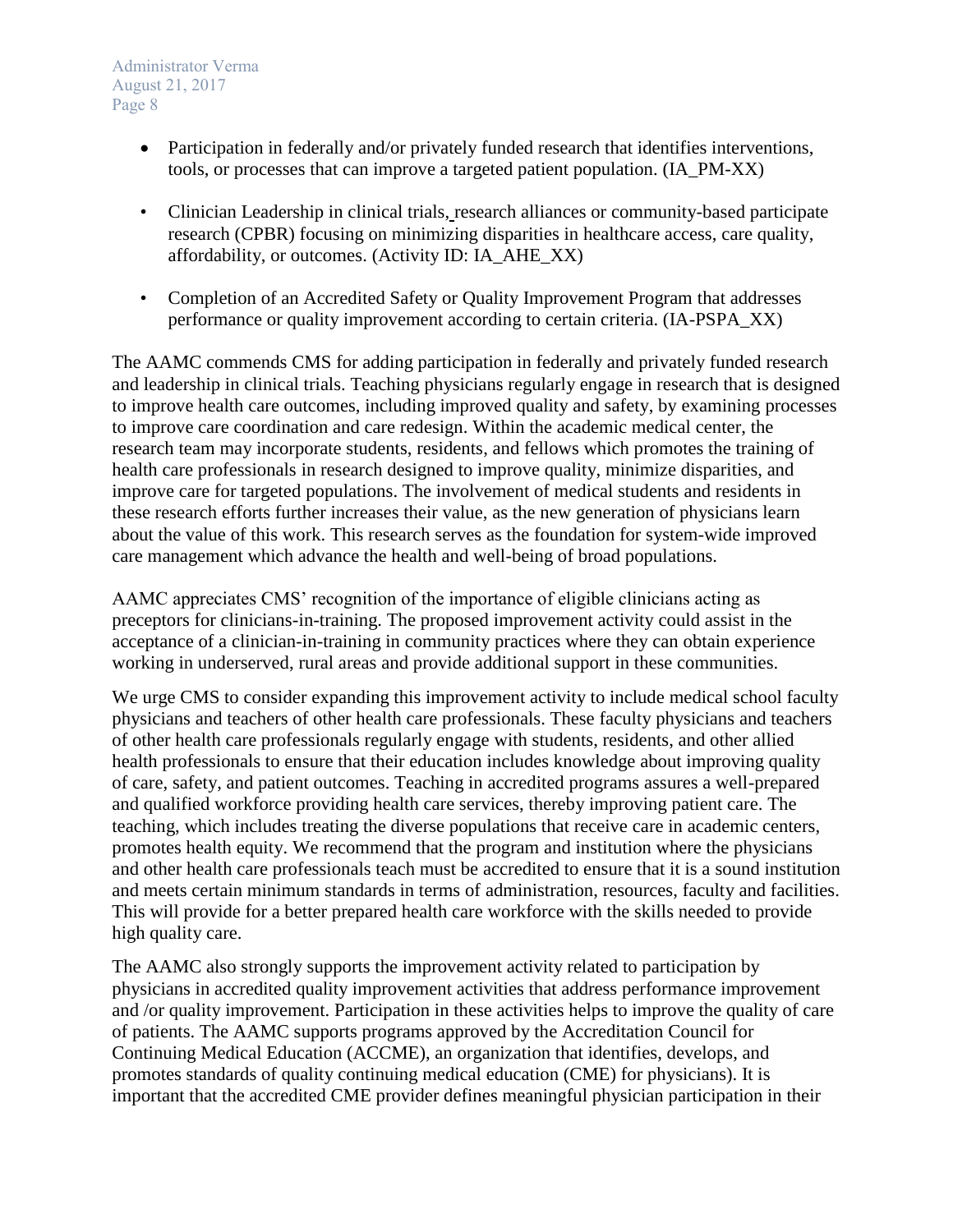- Participation in federally and/or privately funded research that identifies interventions, tools, or processes that can improve a targeted patient population. (IA_PM-XX)

- Clinician Leadership in clinical trials, research alliances or community-based participate research (CPBR) focusing on minimizing disparities in healthcare access, care quality, affordability, or outcomes. (Activity ID: IA_AHE_XX)

- Completion of an Accredited Safety or Quality Improvement Program that addresses performance or quality improvement according to certain criteria. (IA-PSPA_XX)

The AAMC commends CMS for adding participation in federally and privately funded research and leadership in clinical trials. Teaching physicians regularly engage in research that is designed to improve health care outcomes, including improved quality and safety, by examining processes to improve care coordination and care redesign. Within the academic medical center, the research team may incorporate students, residents, and fellows which promotes the training of health care professionals in research designed to improve quality, minimize disparities, and improve care for targeted populations. The involvement of medical students and residents in these research efforts further increases their value, as the new generation of physicians learn about the value of this work. This research serves as the foundation for system-wide improved care management which advance the health and well-being of broad populations.

AAMC appreciates CMS' recognition of the importance of eligible clinicians acting as preceptors for clinicians-in-training. The proposed improvement activity could assist in the acceptance of a clinician-in-training in community practices where they can obtain experience working in underserved, rural areas and provide additional support in these communities.

We urge CMS to consider expanding this improvement activity to include medical school faculty physicians and teachers of other health care professionals. These faculty physicians and teachers of other health care professionals regularly engage with students, residents, and other allied health professionals to ensure that their education includes knowledge about improving quality of care, safety, and patient outcomes. Teaching in accredited programs assures a well-prepared and qualified workforce providing health care services, thereby improving patient care. The teaching, which includes treating the diverse populations that receive care in academic centers, promotes health equity. We recommend that the program and institution where the physicians and other health care professionals teach must be accredited to ensure that it is a sound institution and meets certain minimum standards in terms of administration, resources, faculty and facilities. This will provide for a better prepared health care workforce with the skills needed to provide high quality care.

The AAMC also strongly supports the improvement activity related to participation by physicians in accredited quality improvement activities that address performance improvement and /or quality improvement. Participation in these activities helps to improve the quality of care of patients. The AAMC supports programs approved by the Accreditation Council for Continuing Medical Education (ACCME), an organization that identifies, develops, and promotes standards of quality continuing medical education (CME) for physicians). It is important that the accredited CME provider defines meaningful physician participation in their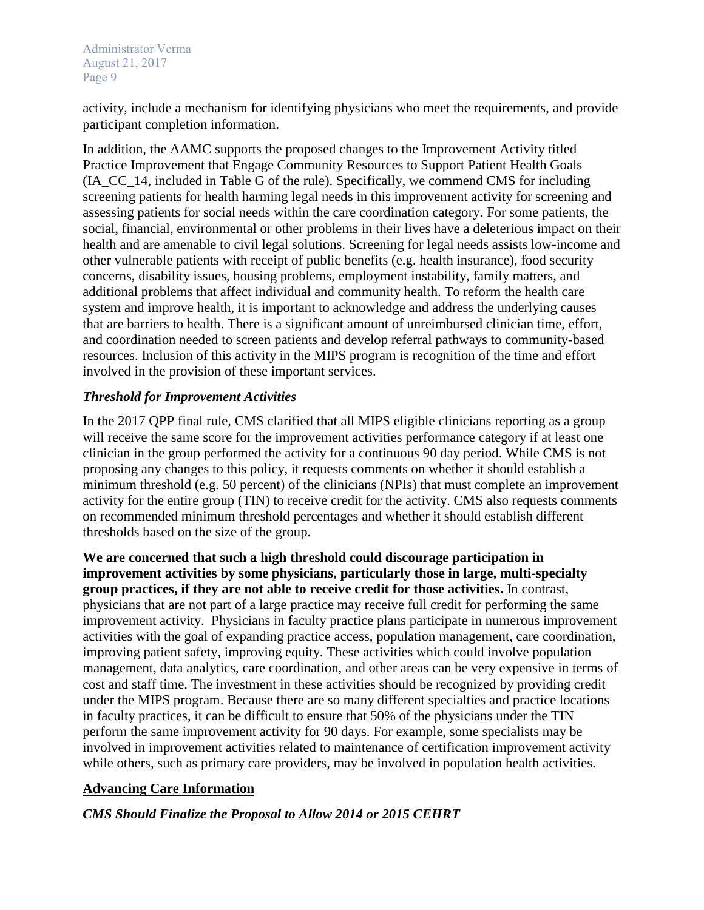activity, include a mechanism for identifying physicians who meet the requirements, and provide participant completion information.

In addition, the AAMC supports the proposed changes to the Improvement Activity titled Practice Improvement that Engage Community Resources to Support Patient Health Goals (IA_CC_14, included in Table G of the rule). Specifically, we commend CMS for including screening patients for health harming legal needs in this improvement activity for screening and assessing patients for social needs within the care coordination category. For some patients, the social, financial, environmental or other problems in their lives have a deleterious impact on their health and are amenable to civil legal solutions. Screening for legal needs assists low-income and other vulnerable patients with receipt of public benefits (e.g. health insurance), food security concerns, disability issues, housing problems, employment instability, family matters, and additional problems that affect individual and community health. To reform the health care system and improve health, it is important to acknowledge and address the underlying causes that are barriers to health. There is a significant amount of unreimbursed clinician time, effort, and coordination needed to screen patients and develop referral pathways to community-based resources. Inclusion of this activity in the MIPS program is recognition of the time and effort involved in the provision of these important services.

***Threshold for Improvement Activities***

In the 2017 QPP final rule, CMS clarified that all MIPS eligible clinicians reporting as a group will receive the same score for the improvement activities performance category if at least one clinician in the group performed the activity for a continuous 90 day period. While CMS is not proposing any changes to this policy, it requests comments on whether it should establish a minimum threshold (e.g. 50 percent) of the clinicians (NPIs) that must complete an improvement activity for the entire group (TIN) to receive credit for the activity. CMS also requests comments on recommended minimum threshold percentages and whether it should establish different thresholds based on the size of the group.

**We are concerned that such a high threshold could discourage participation in improvement activities by some physicians, particularly those in large, multi-specialty group practices, if they are not able to receive credit for those activities.** In contrast, physicians that are not part of a large practice may receive full credit for performing the same improvement activity. Physicians in faculty practice plans participate in numerous improvement activities with the goal of expanding practice access, population management, care coordination, improving patient safety, improving equity. These activities which could involve population management, data analytics, care coordination, and other areas can be very expensive in terms of cost and staff time. The investment in these activities should be recognized by providing credit under the MIPS program. Because there are so many different specialties and practice locations in faculty practices, it can be difficult to ensure that 50% of the physicians under the TIN perform the same improvement activity for 90 days. For example, some specialists may be involved in improvement activities related to maintenance of certification improvement activity while others, such as primary care providers, may be involved in population health activities.

## Advancing Care Information

***CMS Should Finalize the Proposal to Allow 2014 or 2015 CEHRT***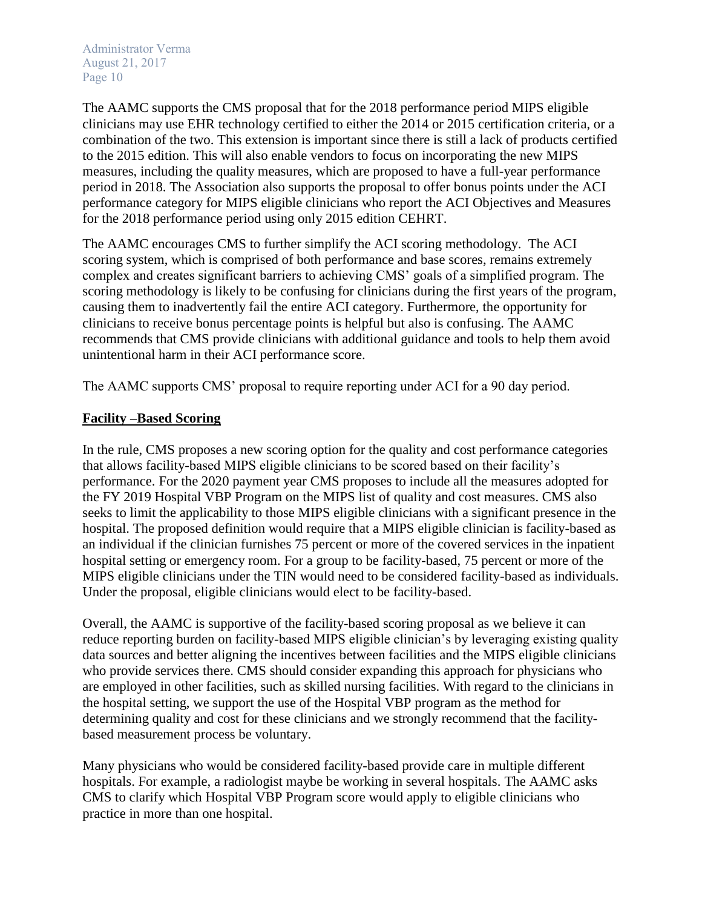The AAMC supports the CMS proposal that for the 2018 performance period MIPS eligible clinicians may use EHR technology certified to either the 2014 or 2015 certification criteria, or a combination of the two. This extension is important since there is still a lack of products certified to the 2015 edition. This will also enable vendors to focus on incorporating the new MIPS measures, including the quality measures, which are proposed to have a full-year performance period in 2018. The Association also supports the proposal to offer bonus points under the ACI performance category for MIPS eligible clinicians who report the ACI Objectives and Measures for the 2018 performance period using only 2015 edition CEHRT.

The AAMC encourages CMS to further simplify the ACI scoring methodology. The ACI scoring system, which is comprised of both performance and base scores, remains extremely complex and creates significant barriers to achieving CMS' goals of a simplified program. The scoring methodology is likely to be confusing for clinicians during the first years of the program, causing them to inadvertently fail the entire ACI category. Furthermore, the opportunity for clinicians to receive bonus percentage points is helpful but also is confusing. The AAMC recommends that CMS provide clinicians with additional guidance and tools to help them avoid unintentional harm in their ACI performance score.

The AAMC supports CMS' proposal to require reporting under ACI for a 90 day period.

## Facility –Based Scoring

In the rule, CMS proposes a new scoring option for the quality and cost performance categories that allows facility-based MIPS eligible clinicians to be scored based on their facility's performance. For the 2020 payment year CMS proposes to include all the measures adopted for the FY 2019 Hospital VBP Program on the MIPS list of quality and cost measures. CMS also seeks to limit the applicability to those MIPS eligible clinicians with a significant presence in the hospital. The proposed definition would require that a MIPS eligible clinician is facility-based as an individual if the clinician furnishes 75 percent or more of the covered services in the inpatient hospital setting or emergency room. For a group to be facility-based, 75 percent or more of the MIPS eligible clinicians under the TIN would need to be considered facility-based as individuals. Under the proposal, eligible clinicians would elect to be facility-based.

Overall, the AAMC is supportive of the facility-based scoring proposal as we believe it can reduce reporting burden on facility-based MIPS eligible clinician's by leveraging existing quality data sources and better aligning the incentives between facilities and the MIPS eligible clinicians who provide services there. CMS should consider expanding this approach for physicians who are employed in other facilities, such as skilled nursing facilities. With regard to the clinicians in the hospital setting, we support the use of the Hospital VBP program as the method for determining quality and cost for these clinicians and we strongly recommend that the facility-based measurement process be voluntary.

Many physicians who would be considered facility-based provide care in multiple different hospitals. For example, a radiologist maybe be working in several hospitals. The AAMC asks CMS to clarify which Hospital VBP Program score would apply to eligible clinicians who practice in more than one hospital.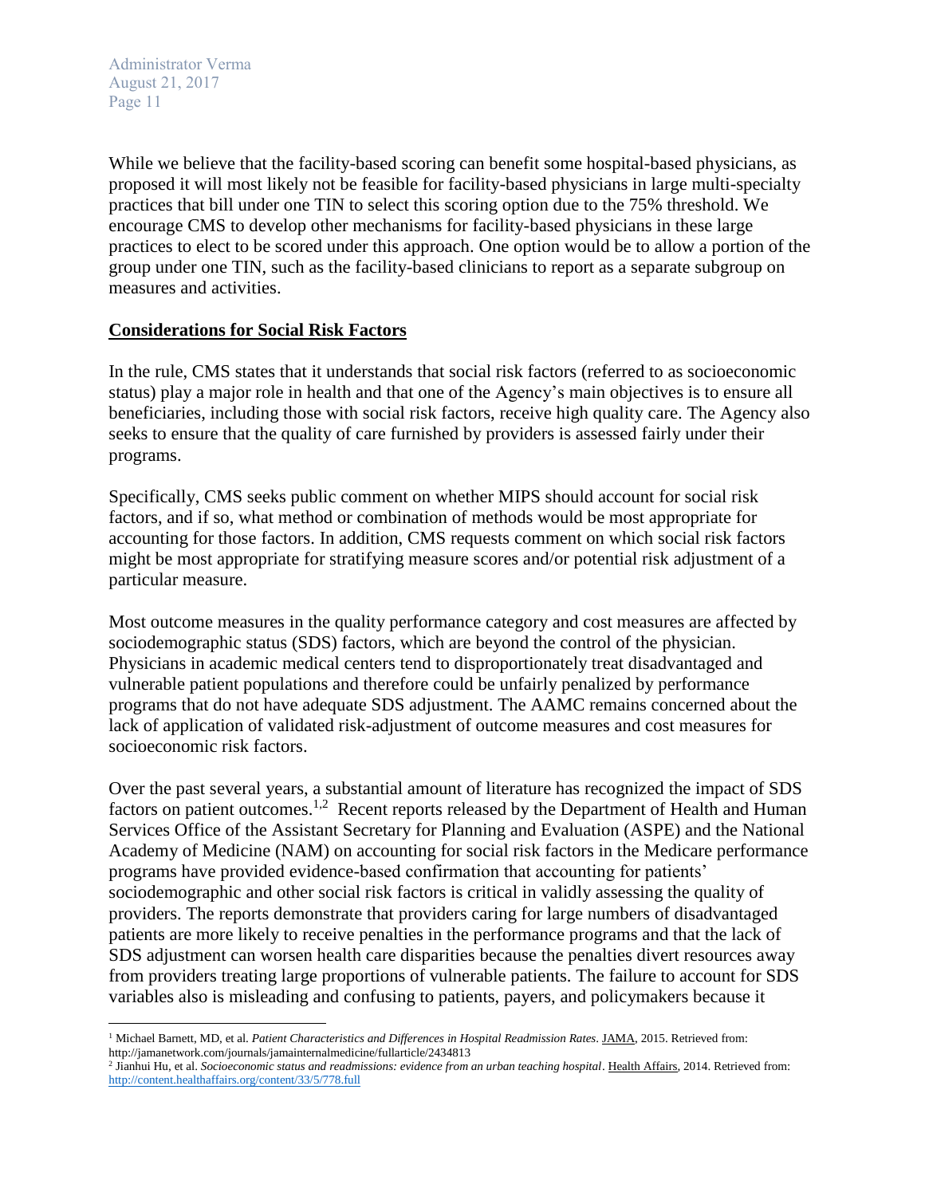While we believe that the facility-based scoring can benefit some hospital-based physicians, as proposed it will most likely not be feasible for facility-based physicians in large multi-specialty practices that bill under one TIN to select this scoring option due to the 75% threshold. We encourage CMS to develop other mechanisms for facility-based physicians in these large practices to elect to be scored under this approach. One option would be to allow a portion of the group under one TIN, such as the facility-based clinicians to report as a separate subgroup on measures and activities.

## Considerations for Social Risk Factors

In the rule, CMS states that it understands that social risk factors (referred to as socioeconomic status) play a major role in health and that one of the Agency's main objectives is to ensure all beneficiaries, including those with social risk factors, receive high quality care. The Agency also seeks to ensure that the quality of care furnished by providers is assessed fairly under their programs.

Specifically, CMS seeks public comment on whether MIPS should account for social risk factors, and if so, what method or combination of methods would be most appropriate for accounting for those factors. In addition, CMS requests comment on which social risk factors might be most appropriate for stratifying measure scores and/or potential risk adjustment of a particular measure.

Most outcome measures in the quality performance category and cost measures are affected by sociodemographic status (SDS) factors, which are beyond the control of the physician. Physicians in academic medical centers tend to disproportionately treat disadvantaged and vulnerable patient populations and therefore could be unfairly penalized by performance programs that do not have adequate SDS adjustment. The AAMC remains concerned about the lack of application of validated risk-adjustment of outcome measures and cost measures for socioeconomic risk factors.

Over the past several years, a substantial amount of literature has recognized the impact of SDS factors on patient outcomes.[1,2] Recent reports released by the Department of Health and Human Services Office of the Assistant Secretary for Planning and Evaluation (ASPE) and the National Academy of Medicine (NAM) on accounting for social risk factors in the Medicare performance programs have provided evidence-based confirmation that accounting for patients' sociodemographic and other social risk factors is critical in validly assessing the quality of providers. The reports demonstrate that providers caring for large numbers of disadvantaged patients are more likely to receive penalties in the performance programs and that the lack of SDS adjustment can worsen health care disparities because the penalties divert resources away from providers treating large proportions of vulnerable patients. The failure to account for SDS variables also is misleading and confusing to patients, payers, and policymakers because it

---

[1] Michael Barnett, MD, et al. *Patient Characteristics and Differences in Hospital Readmission Rates*. JAMA, 2015. Retrieved from: http://jamanetwork.com/journals/jamainternalmedicine/fullarticle/2434813

[2] Jianhui Hu, et al. *Socioeconomic status and readmissions: evidence from an urban teaching hospital*. Health Affairs, 2014. Retrieved from: http://content.healthaffairs.org/content/33/5/778.full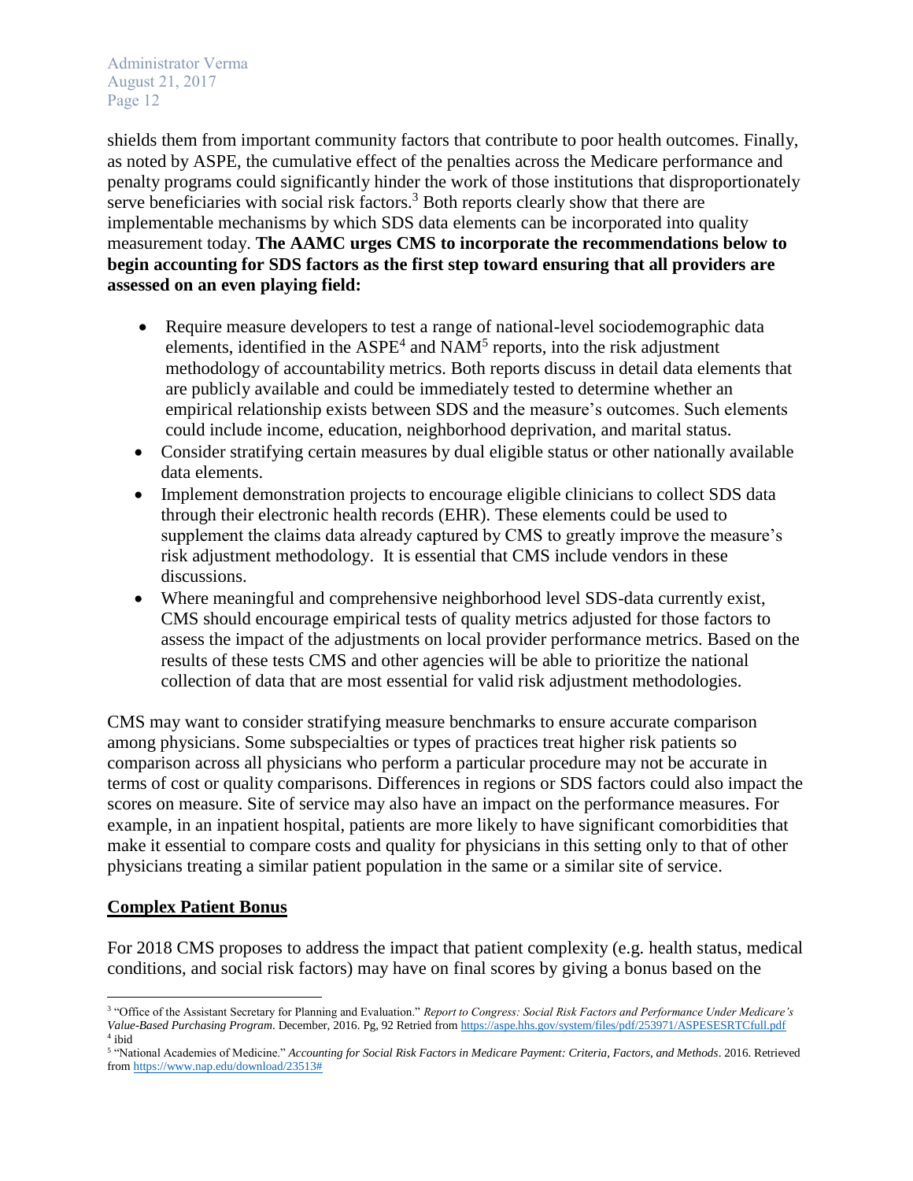shields them from important community factors that contribute to poor health outcomes. Finally, as noted by ASPE, the cumulative effect of the penalties across the Medicare performance and penalty programs could significantly hinder the work of those institutions that disproportionately serve beneficiaries with social risk factors.[3] Both reports clearly show that there are implementable mechanisms by which SDS data elements can be incorporated into quality measurement today. **The AAMC urges CMS to incorporate the recommendations below to begin accounting for SDS factors as the first step toward ensuring that all providers are assessed on an even playing field:**

- Require measure developers to test a range of national-level sociodemographic data elements, identified in the ASPE[4] and NAM[5] reports, into the risk adjustment methodology of accountability metrics. Both reports discuss in detail data elements that are publicly available and could be immediately tested to determine whether an empirical relationship exists between SDS and the measure's outcomes. Such elements could include income, education, neighborhood deprivation, and marital status.
- Consider stratifying certain measures by dual eligible status or other nationally available data elements.
- Implement demonstration projects to encourage eligible clinicians to collect SDS data through their electronic health records (EHR). These elements could be used to supplement the claims data already captured by CMS to greatly improve the measure's risk adjustment methodology. It is essential that CMS include vendors in these discussions.
- Where meaningful and comprehensive neighborhood level SDS-data currently exist, CMS should encourage empirical tests of quality metrics adjusted for those factors to assess the impact of the adjustments on local provider performance metrics. Based on the results of these tests CMS and other agencies will be able to prioritize the national collection of data that are most essential for valid risk adjustment methodologies.

CMS may want to consider stratifying measure benchmarks to ensure accurate comparison among physicians. Some subspecialties or types of practices treat higher risk patients so comparison across all physicians who perform a particular procedure may not be accurate in terms of cost or quality comparisons. Differences in regions or SDS factors could also impact the scores on measure. Site of service may also have an impact on the performance measures. For example, in an inpatient hospital, patients are more likely to have significant comorbidities that make it essential to compare costs and quality for physicians in this setting only to that of other physicians treating a similar patient population in the same or a similar site of service.

## Complex Patient Bonus

For 2018 CMS proposes to address the impact that patient complexity (e.g. health status, medical conditions, and social risk factors) may have on final scores by giving a bonus based on the

---

[3] "Office of the Assistant Secretary for Planning and Evaluation." *Report to Congress: Social Risk Factors and Performance Under Medicare's Value-Based Purchasing Program*. December, 2016. Pg, 92 Retried from https://aspe.hhs.gov/system/files/pdf/253971/ASPESESRTCfull.pdf

[4] ibid

[5] "National Academies of Medicine." *Accounting for Social Risk Factors in Medicare Payment: Criteria, Factors, and Methods*. 2016. Retrieved from https://www.nap.edu/download/23513#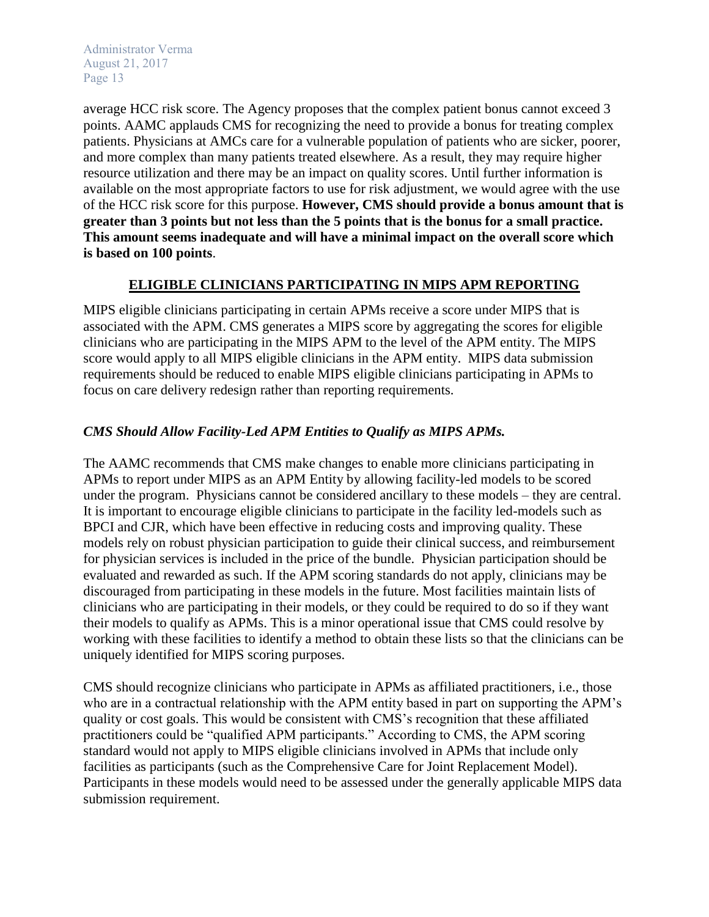average HCC risk score. The Agency proposes that the complex patient bonus cannot exceed 3 points. AAMC applauds CMS for recognizing the need to provide a bonus for treating complex patients. Physicians at AMCs care for a vulnerable population of patients who are sicker, poorer, and more complex than many patients treated elsewhere. As a result, they may require higher resource utilization and there may be an impact on quality scores. Until further information is available on the most appropriate factors to use for risk adjustment, we would agree with the use of the HCC risk score for this purpose. **However, CMS should provide a bonus amount that is greater than 3 points but not less than the 5 points that is the bonus for a small practice. This amount seems inadequate and will have a minimal impact on the overall score which is based on 100 points**.

## ELIGIBLE CLINICIANS PARTICIPATING IN MIPS APM REPORTING

MIPS eligible clinicians participating in certain APMs receive a score under MIPS that is associated with the APM. CMS generates a MIPS score by aggregating the scores for eligible clinicians who are participating in the MIPS APM to the level of the APM entity. The MIPS score would apply to all MIPS eligible clinicians in the APM entity. MIPS data submission requirements should be reduced to enable MIPS eligible clinicians participating in APMs to focus on care delivery redesign rather than reporting requirements.

### *CMS Should Allow Facility-Led APM Entities to Qualify as MIPS APMs.*

The AAMC recommends that CMS make changes to enable more clinicians participating in APMs to report under MIPS as an APM Entity by allowing facility-led models to be scored under the program. Physicians cannot be considered ancillary to these models – they are central. It is important to encourage eligible clinicians to participate in the facility led-models such as BPCI and CJR, which have been effective in reducing costs and improving quality. These models rely on robust physician participation to guide their clinical success, and reimbursement for physician services is included in the price of the bundle. Physician participation should be evaluated and rewarded as such. If the APM scoring standards do not apply, clinicians may be discouraged from participating in these models in the future. Most facilities maintain lists of clinicians who are participating in their models, or they could be required to do so if they want their models to qualify as APMs. This is a minor operational issue that CMS could resolve by working with these facilities to identify a method to obtain these lists so that the clinicians can be uniquely identified for MIPS scoring purposes.

CMS should recognize clinicians who participate in APMs as affiliated practitioners, i.e., those who are in a contractual relationship with the APM entity based in part on supporting the APM's quality or cost goals. This would be consistent with CMS's recognition that these affiliated practitioners could be "qualified APM participants." According to CMS, the APM scoring standard would not apply to MIPS eligible clinicians involved in APMs that include only facilities as participants (such as the Comprehensive Care for Joint Replacement Model). Participants in these models would need to be assessed under the generally applicable MIPS data submission requirement.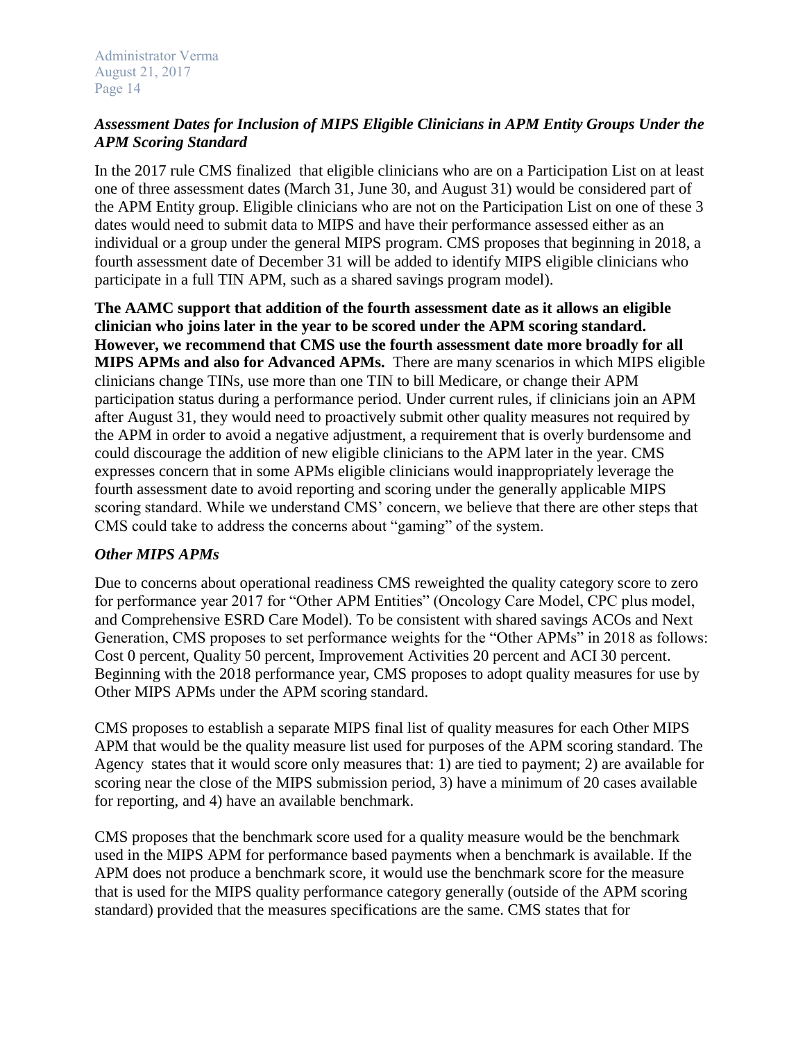### *Assessment Dates for Inclusion of MIPS Eligible Clinicians in APM Entity Groups Under the APM Scoring Standard*

In the 2017 rule CMS finalized that eligible clinicians who are on a Participation List on at least one of three assessment dates (March 31, June 30, and August 31) would be considered part of the APM Entity group. Eligible clinicians who are not on the Participation List on one of these 3 dates would need to submit data to MIPS and have their performance assessed either as an individual or a group under the general MIPS program. CMS proposes that beginning in 2018, a fourth assessment date of December 31 will be added to identify MIPS eligible clinicians who participate in a full TIN APM, such as a shared savings program model).

**The AAMC support that addition of the fourth assessment date as it allows an eligible clinician who joins later in the year to be scored under the APM scoring standard. However, we recommend that CMS use the fourth assessment date more broadly for all MIPS APMs and also for Advanced APMs.** There are many scenarios in which MIPS eligible clinicians change TINs, use more than one TIN to bill Medicare, or change their APM participation status during a performance period. Under current rules, if clinicians join an APM after August 31, they would need to proactively submit other quality measures not required by the APM in order to avoid a negative adjustment, a requirement that is overly burdensome and could discourage the addition of new eligible clinicians to the APM later in the year. CMS expresses concern that in some APMs eligible clinicians would inappropriately leverage the fourth assessment date to avoid reporting and scoring under the generally applicable MIPS scoring standard. While we understand CMS' concern, we believe that there are other steps that CMS could take to address the concerns about "gaming" of the system.

### *Other MIPS APMs*

Due to concerns about operational readiness CMS reweighted the quality category score to zero for performance year 2017 for "Other APM Entities" (Oncology Care Model, CPC plus model, and Comprehensive ESRD Care Model). To be consistent with shared savings ACOs and Next Generation, CMS proposes to set performance weights for the "Other APMs" in 2018 as follows: Cost 0 percent, Quality 50 percent, Improvement Activities 20 percent and ACI 30 percent. Beginning with the 2018 performance year, CMS proposes to adopt quality measures for use by Other MIPS APMs under the APM scoring standard.

CMS proposes to establish a separate MIPS final list of quality measures for each Other MIPS APM that would be the quality measure list used for purposes of the APM scoring standard. The Agency states that it would score only measures that: 1) are tied to payment; 2) are available for scoring near the close of the MIPS submission period, 3) have a minimum of 20 cases available for reporting, and 4) have an available benchmark.

CMS proposes that the benchmark score used for a quality measure would be the benchmark used in the MIPS APM for performance based payments when a benchmark is available. If the APM does not produce a benchmark score, it would use the benchmark score for the measure that is used for the MIPS quality performance category generally (outside of the APM scoring standard) provided that the measures specifications are the same. CMS states that for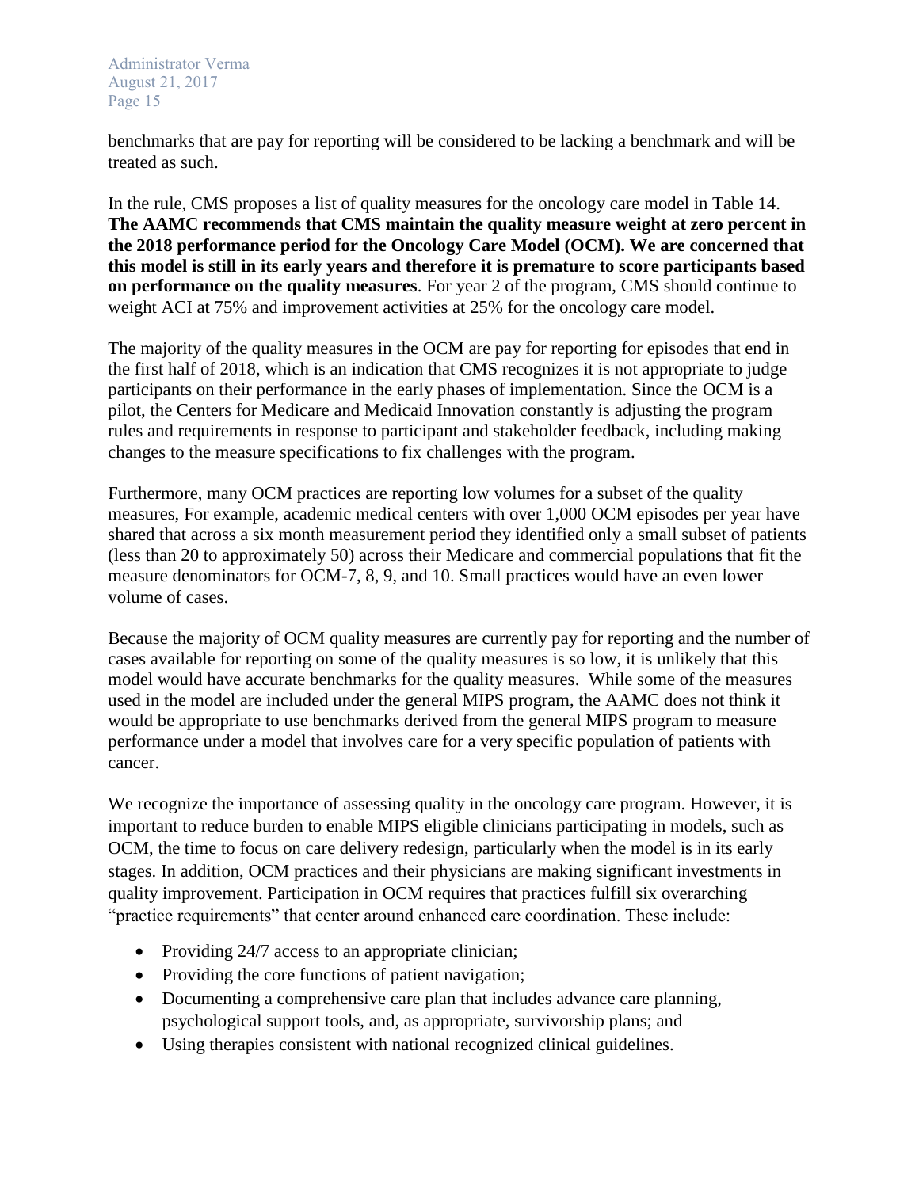benchmarks that are pay for reporting will be considered to be lacking a benchmark and will be treated as such.

In the rule, CMS proposes a list of quality measures for the oncology care model in Table 14. **The AAMC recommends that CMS maintain the quality measure weight at zero percent in the 2018 performance period for the Oncology Care Model (OCM). We are concerned that this model is still in its early years and therefore it is premature to score participants based on performance on the quality measures**. For year 2 of the program, CMS should continue to weight ACI at 75% and improvement activities at 25% for the oncology care model.

The majority of the quality measures in the OCM are pay for reporting for episodes that end in the first half of 2018, which is an indication that CMS recognizes it is not appropriate to judge participants on their performance in the early phases of implementation. Since the OCM is a pilot, the Centers for Medicare and Medicaid Innovation constantly is adjusting the program rules and requirements in response to participant and stakeholder feedback, including making changes to the measure specifications to fix challenges with the program.

Furthermore, many OCM practices are reporting low volumes for a subset of the quality measures, For example, academic medical centers with over 1,000 OCM episodes per year have shared that across a six month measurement period they identified only a small subset of patients (less than 20 to approximately 50) across their Medicare and commercial populations that fit the measure denominators for OCM-7, 8, 9, and 10. Small practices would have an even lower volume of cases.

Because the majority of OCM quality measures are currently pay for reporting and the number of cases available for reporting on some of the quality measures is so low, it is unlikely that this model would have accurate benchmarks for the quality measures. While some of the measures used in the model are included under the general MIPS program, the AAMC does not think it would be appropriate to use benchmarks derived from the general MIPS program to measure performance under a model that involves care for a very specific population of patients with cancer.

We recognize the importance of assessing quality in the oncology care program. However, it is important to reduce burden to enable MIPS eligible clinicians participating in models, such as OCM, the time to focus on care delivery redesign, particularly when the model is in its early stages. In addition, OCM practices and their physicians are making significant investments in quality improvement. Participation in OCM requires that practices fulfill six overarching "practice requirements" that center around enhanced care coordination. These include:

- Providing 24/7 access to an appropriate clinician;
- Providing the core functions of patient navigation;
- Documenting a comprehensive care plan that includes advance care planning, psychological support tools, and, as appropriate, survivorship plans; and
- Using therapies consistent with national recognized clinical guidelines.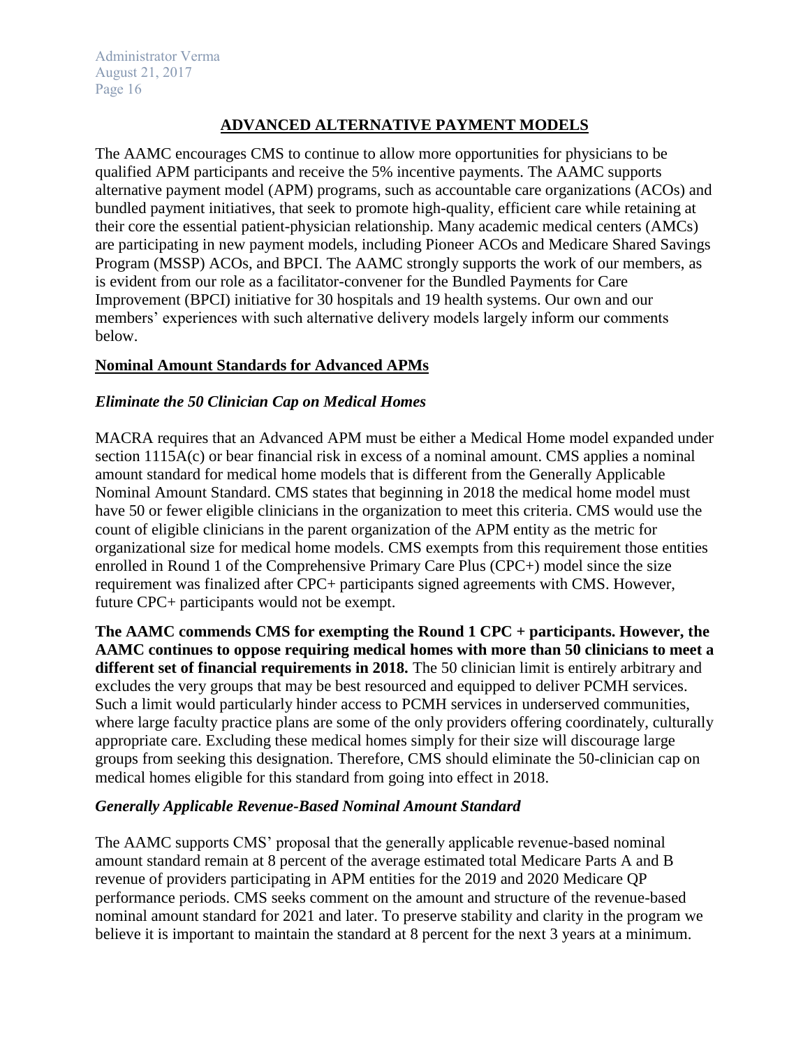## ADVANCED ALTERNATIVE PAYMENT MODELS

The AAMC encourages CMS to continue to allow more opportunities for physicians to be qualified APM participants and receive the 5% incentive payments. The AAMC supports alternative payment model (APM) programs, such as accountable care organizations (ACOs) and bundled payment initiatives, that seek to promote high-quality, efficient care while retaining at their core the essential patient-physician relationship. Many academic medical centers (AMCs) are participating in new payment models, including Pioneer ACOs and Medicare Shared Savings Program (MSSP) ACOs, and BPCI. The AAMC strongly supports the work of our members, as is evident from our role as a facilitator-convener for the Bundled Payments for Care Improvement (BPCI) initiative for 30 hospitals and 19 health systems. Our own and our members' experiences with such alternative delivery models largely inform our comments below.

### Nominal Amount Standards for Advanced APMs

#### *Eliminate the 50 Clinician Cap on Medical Homes*

MACRA requires that an Advanced APM must be either a Medical Home model expanded under section 1115A(c) or bear financial risk in excess of a nominal amount. CMS applies a nominal amount standard for medical home models that is different from the Generally Applicable Nominal Amount Standard. CMS states that beginning in 2018 the medical home model must have 50 or fewer eligible clinicians in the organization to meet this criteria. CMS would use the count of eligible clinicians in the parent organization of the APM entity as the metric for organizational size for medical home models. CMS exempts from this requirement those entities enrolled in Round 1 of the Comprehensive Primary Care Plus (CPC+) model since the size requirement was finalized after CPC+ participants signed agreements with CMS. However, future CPC+ participants would not be exempt.

**The AAMC commends CMS for exempting the Round 1 CPC + participants. However, the AAMC continues to oppose requiring medical homes with more than 50 clinicians to meet a different set of financial requirements in 2018.** The 50 clinician limit is entirely arbitrary and excludes the very groups that may be best resourced and equipped to deliver PCMH services. Such a limit would particularly hinder access to PCMH services in underserved communities, where large faculty practice plans are some of the only providers offering coordinately, culturally appropriate care. Excluding these medical homes simply for their size will discourage large groups from seeking this designation. Therefore, CMS should eliminate the 50-clinician cap on medical homes eligible for this standard from going into effect in 2018.

#### *Generally Applicable Revenue-Based Nominal Amount Standard*

The AAMC supports CMS' proposal that the generally applicable revenue-based nominal amount standard remain at 8 percent of the average estimated total Medicare Parts A and B revenue of providers participating in APM entities for the 2019 and 2020 Medicare QP performance periods. CMS seeks comment on the amount and structure of the revenue-based nominal amount standard for 2021 and later. To preserve stability and clarity in the program we believe it is important to maintain the standard at 8 percent for the next 3 years at a minimum.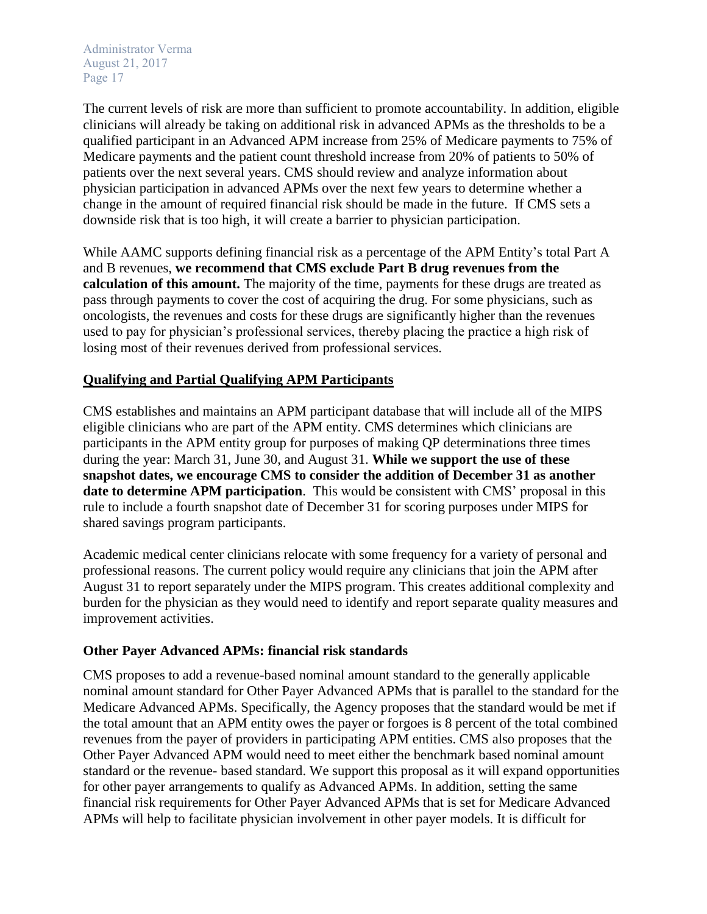The current levels of risk are more than sufficient to promote accountability. In addition, eligible clinicians will already be taking on additional risk in advanced APMs as the thresholds to be a qualified participant in an Advanced APM increase from 25% of Medicare payments to 75% of Medicare payments and the patient count threshold increase from 20% of patients to 50% of patients over the next several years. CMS should review and analyze information about physician participation in advanced APMs over the next few years to determine whether a change in the amount of required financial risk should be made in the future. If CMS sets a downside risk that is too high, it will create a barrier to physician participation.

While AAMC supports defining financial risk as a percentage of the APM Entity's total Part A and B revenues, **we recommend that CMS exclude Part B drug revenues from the calculation of this amount.** The majority of the time, payments for these drugs are treated as pass through payments to cover the cost of acquiring the drug. For some physicians, such as oncologists, the revenues and costs for these drugs are significantly higher than the revenues used to pay for physician's professional services, thereby placing the practice a high risk of losing most of their revenues derived from professional services.

**Qualifying and Partial Qualifying APM Participants**

CMS establishes and maintains an APM participant database that will include all of the MIPS eligible clinicians who are part of the APM entity. CMS determines which clinicians are participants in the APM entity group for purposes of making QP determinations three times during the year: March 31, June 30, and August 31. **While we support the use of these snapshot dates, we encourage CMS to consider the addition of December 31 as another date to determine APM participation**. This would be consistent with CMS' proposal in this rule to include a fourth snapshot date of December 31 for scoring purposes under MIPS for shared savings program participants.

Academic medical center clinicians relocate with some frequency for a variety of personal and professional reasons. The current policy would require any clinicians that join the APM after August 31 to report separately under the MIPS program. This creates additional complexity and burden for the physician as they would need to identify and report separate quality measures and improvement activities.

**Other Payer Advanced APMs: financial risk standards**

CMS proposes to add a revenue-based nominal amount standard to the generally applicable nominal amount standard for Other Payer Advanced APMs that is parallel to the standard for the Medicare Advanced APMs. Specifically, the Agency proposes that the standard would be met if the total amount that an APM entity owes the payer or forgoes is 8 percent of the total combined revenues from the payer of providers in participating APM entities. CMS also proposes that the Other Payer Advanced APM would need to meet either the benchmark based nominal amount standard or the revenue- based standard. We support this proposal as it will expand opportunities for other payer arrangements to qualify as Advanced APMs. In addition, setting the same financial risk requirements for Other Payer Advanced APMs that is set for Medicare Advanced APMs will help to facilitate physician involvement in other payer models. It is difficult for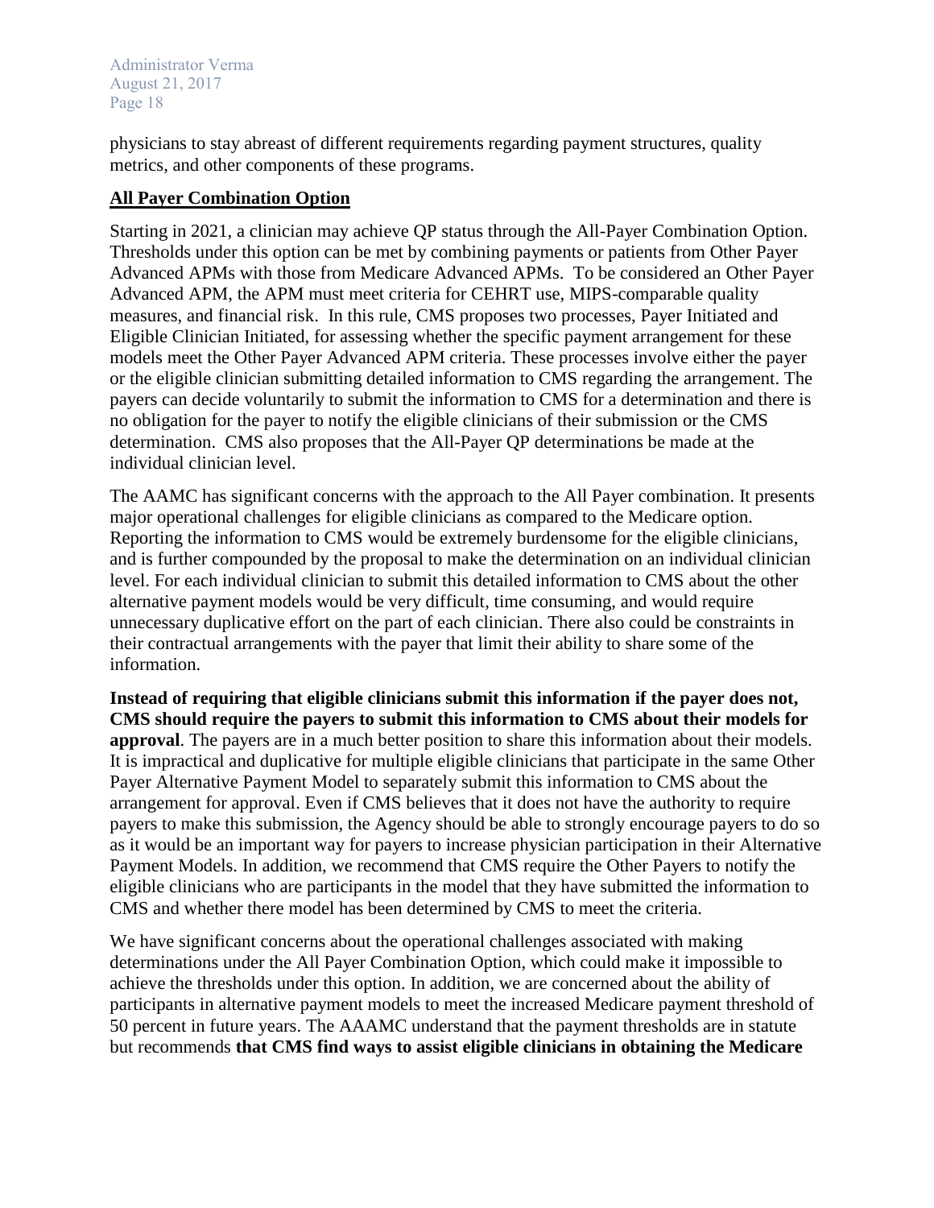physicians to stay abreast of different requirements regarding payment structures, quality metrics, and other components of these programs.

## **All Payer Combination Option**

Starting in 2021, a clinician may achieve QP status through the All-Payer Combination Option. Thresholds under this option can be met by combining payments or patients from Other Payer Advanced APMs with those from Medicare Advanced APMs. To be considered an Other Payer Advanced APM, the APM must meet criteria for CEHRT use, MIPS-comparable quality measures, and financial risk. In this rule, CMS proposes two processes, Payer Initiated and Eligible Clinician Initiated, for assessing whether the specific payment arrangement for these models meet the Other Payer Advanced APM criteria. These processes involve either the payer or the eligible clinician submitting detailed information to CMS regarding the arrangement. The payers can decide voluntarily to submit the information to CMS for a determination and there is no obligation for the payer to notify the eligible clinicians of their submission or the CMS determination. CMS also proposes that the All-Payer QP determinations be made at the individual clinician level.

The AAMC has significant concerns with the approach to the All Payer combination. It presents major operational challenges for eligible clinicians as compared to the Medicare option. Reporting the information to CMS would be extremely burdensome for the eligible clinicians, and is further compounded by the proposal to make the determination on an individual clinician level. For each individual clinician to submit this detailed information to CMS about the other alternative payment models would be very difficult, time consuming, and would require unnecessary duplicative effort on the part of each clinician. There also could be constraints in their contractual arrangements with the payer that limit their ability to share some of the information.

**Instead of requiring that eligible clinicians submit this information if the payer does not, CMS should require the payers to submit this information to CMS about their models for approval**. The payers are in a much better position to share this information about their models. It is impractical and duplicative for multiple eligible clinicians that participate in the same Other Payer Alternative Payment Model to separately submit this information to CMS about the arrangement for approval. Even if CMS believes that it does not have the authority to require payers to make this submission, the Agency should be able to strongly encourage payers to do so as it would be an important way for payers to increase physician participation in their Alternative Payment Models. In addition, we recommend that CMS require the Other Payers to notify the eligible clinicians who are participants in the model that they have submitted the information to CMS and whether there model has been determined by CMS to meet the criteria.

We have significant concerns about the operational challenges associated with making determinations under the All Payer Combination Option, which could make it impossible to achieve the thresholds under this option. In addition, we are concerned about the ability of participants in alternative payment models to meet the increased Medicare payment threshold of 50 percent in future years. The AAAMC understand that the payment thresholds are in statute but recommends **that CMS find ways to assist eligible clinicians in obtaining the Medicare**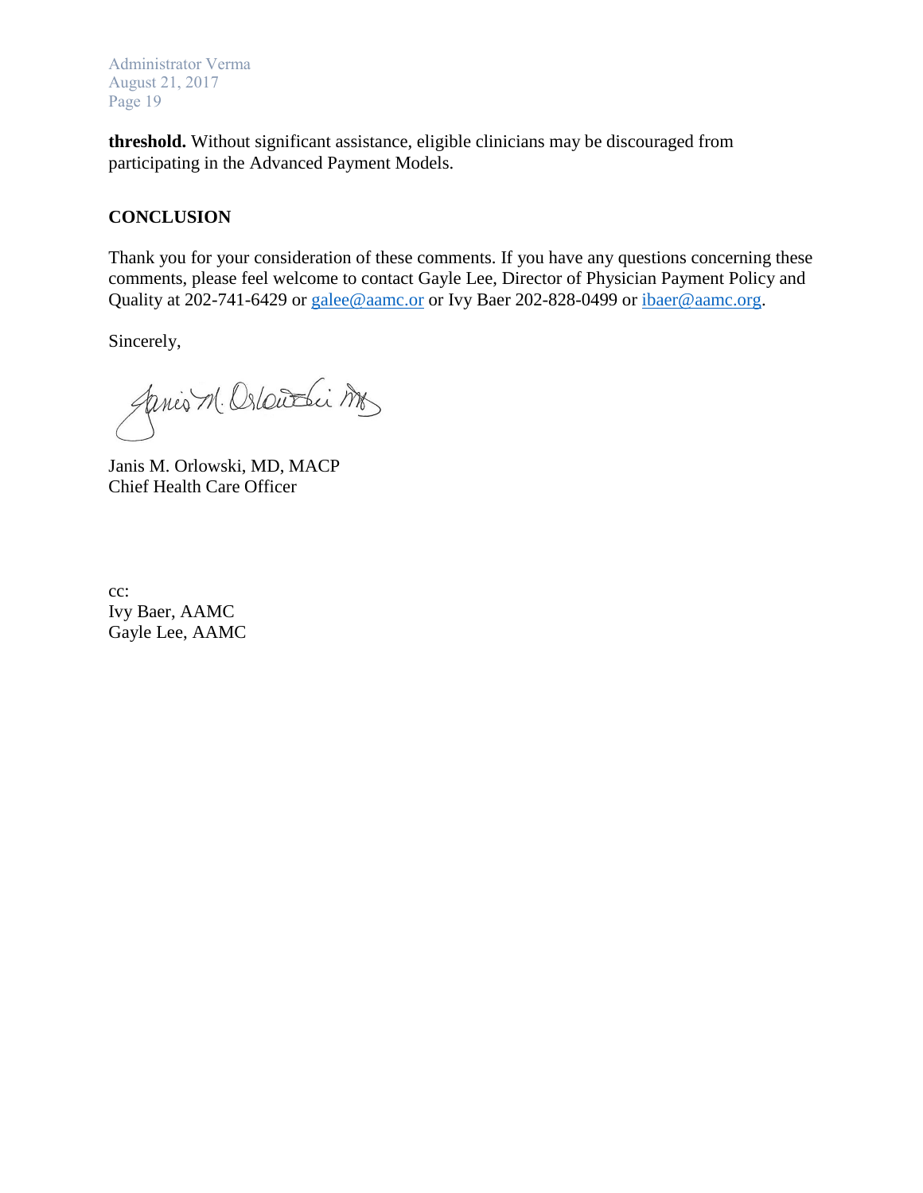**threshold.** Without significant assistance, eligible clinicians may be discouraged from participating in the Advanced Payment Models.

## CONCLUSION

Thank you for your consideration of these comments. If you have any questions concerning these comments, please feel welcome to contact Gayle Lee, Director of Physician Payment Policy and Quality at 202-741-6429 or galee@aamc.or or Ivy Baer 202-828-0499 or ibaer@aamc.org.

Sincerely,

Janis M. Orlowski, MD, MACP
Chief Health Care Officer

cc:
Ivy Baer, AAMC
Gayle Lee, AAMC